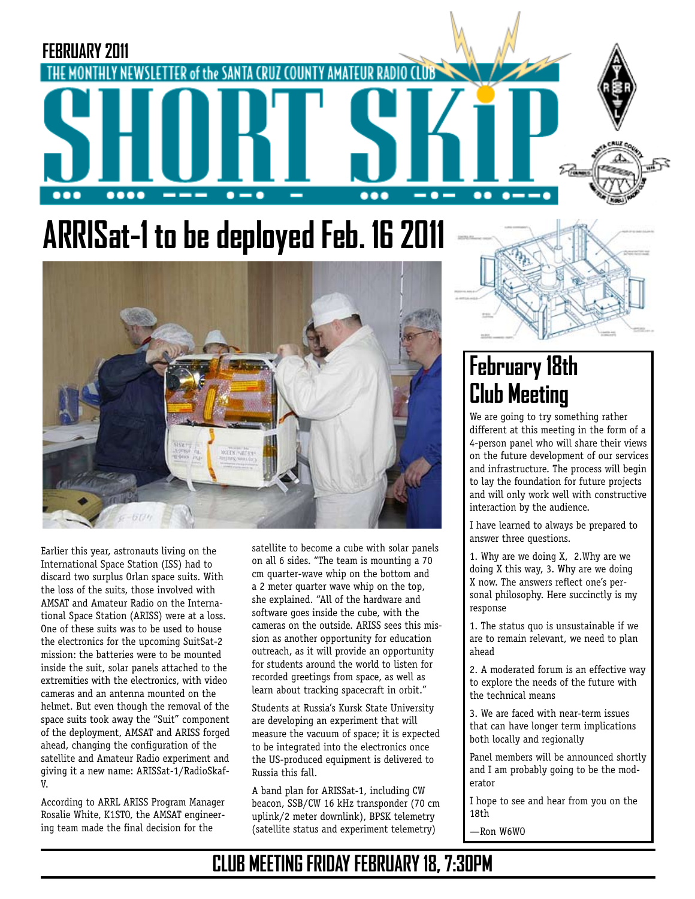FEBRUARY 2011

THE MONTHLY NEWSLETTER of the SANTA CRUZ COUNTY AMATEUR RADIO CLUB

# SHORT SKiP

## ARRISat-1 to be deployed Feb. 16 2011

Earlier this year, astronauts living on the International Space Station (ISS) had to discard two surplus Orlan space suits. With the loss of the suits, those involved with AMSAT and Amateur Radio on the International Space Station (ARISS) were at a loss. One of these suits was to be used to house the electronics for the upcoming SuitSat-2 mission: the batteries were to be mounted inside the suit, solar panels attached to the extremities with the electronics, with video cameras and an antenna mounted on the helmet. But even though the removal of the space suits took away the "Suit" component of the deployment, AMSAT and ARISS forged ahead, changing the configuration of the satellite and Amateur Radio experiment and giving it a new name: ARISSat-1/RadioSkaf-V.

According to ARRL ARISS Program Manager Rosalie White, K1STO, the AMSAT engineering team made the final decision for the satellite to become a cube with solar panels on all 6 sides. "The team is mounting a 70 cm quarter-wave whip on the bottom and a 2 meter quarter wave whip on the top," she explained. "All of the hardware and software goes inside the cube, with the cameras on the outside. ARISS sees this mission as another opportunity for education outreach, as it will provide an opportunity for students around the world to listen for recorded greetings from space, as well as learn about tracking spacecraft in orbit."

Students at Russia's Kursk State University are developing an experiment that will measure the vacuum of space; it is expected to be integrated into the electronics once the US-produced equipment is delivered to Russia this fall.

A band plan for ARISSat-1, including CW beacon, SSB/CW 16 kHz transponder (70 cm uplink/2 meter downlink), BPSK telemetry (satellite status and experiment telemetry)

## February 18th Club Meeting

We are going to try something rather different at this meeting in the form of a 4-person panel who will share their views on the future development of our services and infrastructure. The process will begin to lay the foundation for future projects and will only work well with constructive interaction by the audience.

I have learned to always be prepared to answer three questions.

1. Why are we doing X, 2.Why are we doing X this way, 3. Why are we doing X now. The answers reflect one's personal philosophy. Here succinctly is my response

1. The status quo is unsustainable if we are to remain relevant, we need to plan ahead

2. A moderated forum is an effective way to explore the needs of the future with the technical means

3. We are faced with near-term issues that can have longer term implications both locally and regionally

Panel members will be announced shortly and I am probably going to be the moderator

I hope to see and hear from you on the 18th

—Ron W6WO

**CLUB MEETING FRIDAY FEBRUARY 18, 7:30PM**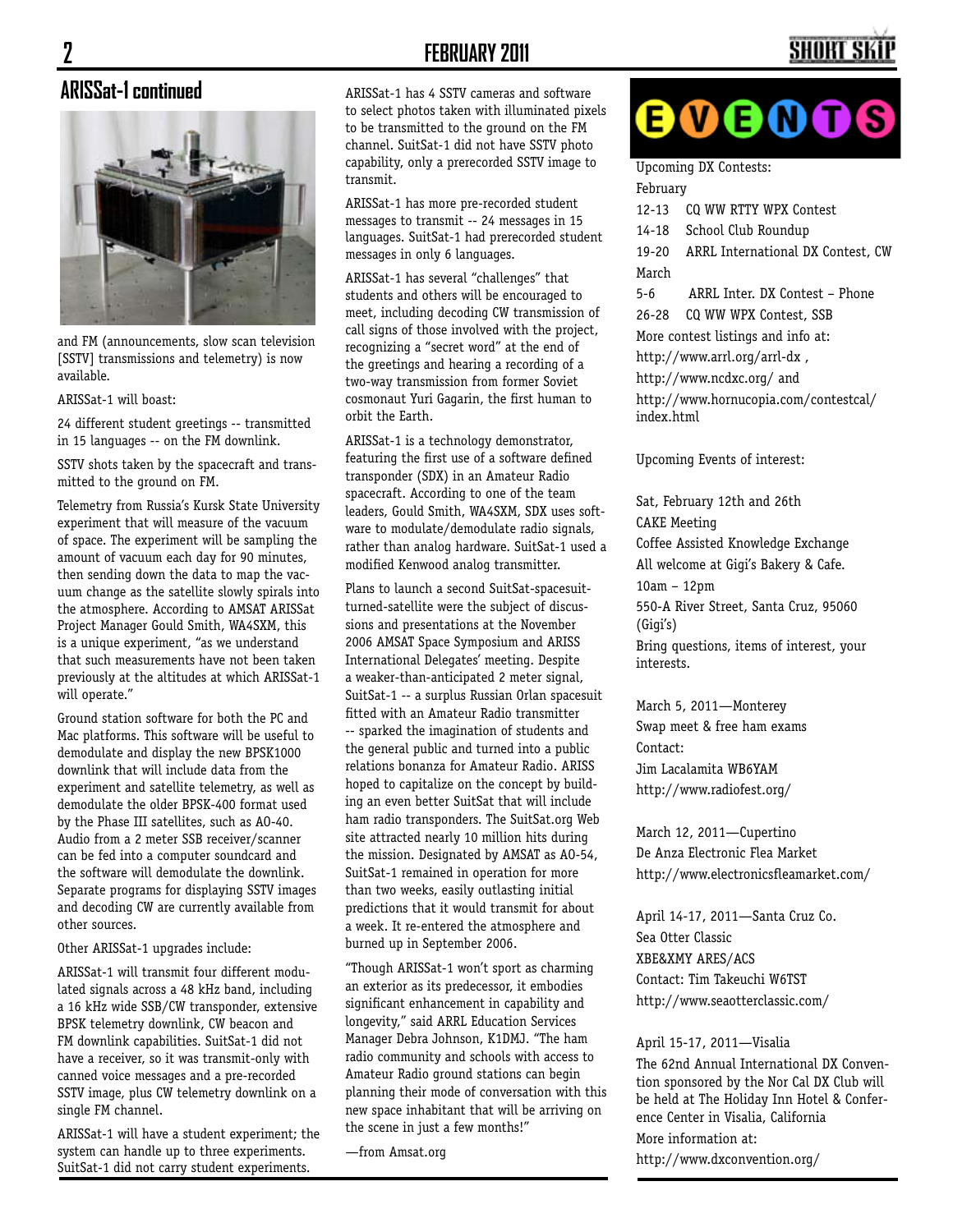## ARISSat-1 continued

and FM (announcements, slow scan television [SSTV] transmissions and telemetry) is now available.

ARISSat-1 will boast:

24 different student greetings -- transmitted in 15 languages -- on the FM downlink.

SSTV shots taken by the spacecraft and transmitted to the ground on FM.

Telemetry from Russia's Kursk State University experiment that will measure of the vacuum of space. The experiment will be sampling the amount of vacuum each day for 90 minutes, then sending down the data to map the vacuum change as the satellite slowly spirals into the atmosphere. According to AMSAT ARISSat Project Manager Gould Smith, WA4SXM, this is a unique experiment, "as we understand that such measurements have not been taken previously at the altitudes at which ARISSat-1 will operate."

Ground station software for both the PC and Mac platforms. This software will be useful to demodulate and display the new BPSK1000 downlink that will include data from the experiment and satellite telemetry, as well as demodulate the older BPSK-400 format used by the Phase III satellites, such as AO-40. Audio from a 2 meter SSB receiver/scanner can be fed into a computer soundcard and the software will demodulate the downlink. Separate programs for displaying SSTV images and decoding CW are currently available from other sources.

Other ARISSat-1 upgrades include:

ARISSat-1 will transmit four different modulated signals across a 48 kHz band, including a 16 kHz wide SSB/CW transponder, extensive BPSK telemetry downlink, CW beacon and FM downlink capabilities. SuitSat-1 did not have a receiver, so it was transmit-only with canned voice messages and a pre-recorded SSTV image, plus CW telemetry downlink on a single FM channel.

ARISSat-1 will have a student experiment; the system can handle up to three experiments. SuitSat-1 did not carry student experiments.

ARISSat-1 has 4 SSTV cameras and software to select photos taken with illuminated pixels to be transmitted to the ground on the FM channel. SuitSat-1 did not have SSTV photo capability, only a prerecorded SSTV image to transmit.

ARISSat-1 has more pre-recorded student messages to transmit -- 24 messages in 15 languages. SuitSat-1 had prerecorded student messages in only 6 languages.

ARISSat-1 has several "challenges" that students and others will be encouraged to meet, including decoding CW transmission of call signs of those involved with the project, recognizing a "secret word" at the end of the greetings and hearing a recording of a two-way transmission from former Soviet cosmonaut Yuri Gagarin, the first human to orbit the Earth.

ARISSat-1 is a technology demonstrator, featuring the first use of a software defined transponder (SDX) in an Amateur Radio spacecraft. According to one of the team leaders, Gould Smith, WA4SXM, SDX uses software to modulate/demodulate radio signals, rather than analog hardware. SuitSat-1 used a modified Kenwood analog transmitter.

Plans to launch a second SuitSat-spacesuit-turned-satellite were the subject of discussions and presentations at the November 2006 AMSAT Space Symposium and ARISS International Delegates' meeting. Despite a weaker-than-anticipated 2 meter signal, SuitSat-1 -- a surplus Russian Orlan spacesuit fitted with an Amateur Radio transmitter -- sparked the imagination of students and the general public and turned into a public relations bonanza for Amateur Radio. ARISS hoped to capitalize on the concept by building an even better SuitSat that will include ham radio transponders. The SuitSat.org Web site attracted nearly 10 million hits during the mission. Designated by AMSAT as AO-54, SuitSat-1 remained in operation for more than two weeks, easily outlasting initial predictions that it would transmit for about a week. It re-entered the atmosphere and burned up in September 2006.

"Though ARISSat-1 won't sport as charming an exterior as its predecessor, it embodies significant enhancement in capability and longevity," said ARRL Education Services Manager Debra Johnson, K1DMJ. "The ham radio community and schools with access to Amateur Radio ground stations can begin planning their mode of conversation with this new space inhabitant that will be arriving on the scene in just a few months!"

—from Amsat.org

## EVENTS

Upcoming DX Contests:

February

12-13 CQ WW RTTY WPX Contest

14-18 School Club Roundup

19-20 ARRL International DX Contest, CW

March

5-6 ARRL Inter. DX Contest – Phone

26-28 CQ WW WPX Contest, SSB

More contest listings and info at:
http://www.arrl.org/arrl-dx ,
http://www.ncdxc.org/ and
http://www.hornucopia.com/contestcal/index.html

Upcoming Events of interest:

Sat, February 12th and 26th
CAKE Meeting
Coffee Assisted Knowledge Exchange
All welcome at Gigi's Bakery & Cafe.
10am – 12pm
550-A River Street, Santa Cruz, 95060 (Gigi's)
Bring questions, items of interest, your interests.

March 5, 2011—Monterey
Swap meet & free ham exams
Contact:
Jim Lacalamita WB6YAM
http://www.radiofest.org/

March 12, 2011—Cupertino
De Anza Electronic Flea Market
http://www.electronicsfleamarket.com/

April 14-17, 2011—Santa Cruz Co.
Sea Otter Classic
XBE&XMY ARES/ACS
Contact: Tim Takeuchi W6TST
http://www.seaotterclassic.com/

April 15-17, 2011—Visalia
The 62nd Annual International DX Convention sponsored by the Nor Cal DX Club will be held at The Holiday Inn Hotel & Conference Center in Visalia, California
More information at:
http://www.dxconvention.org/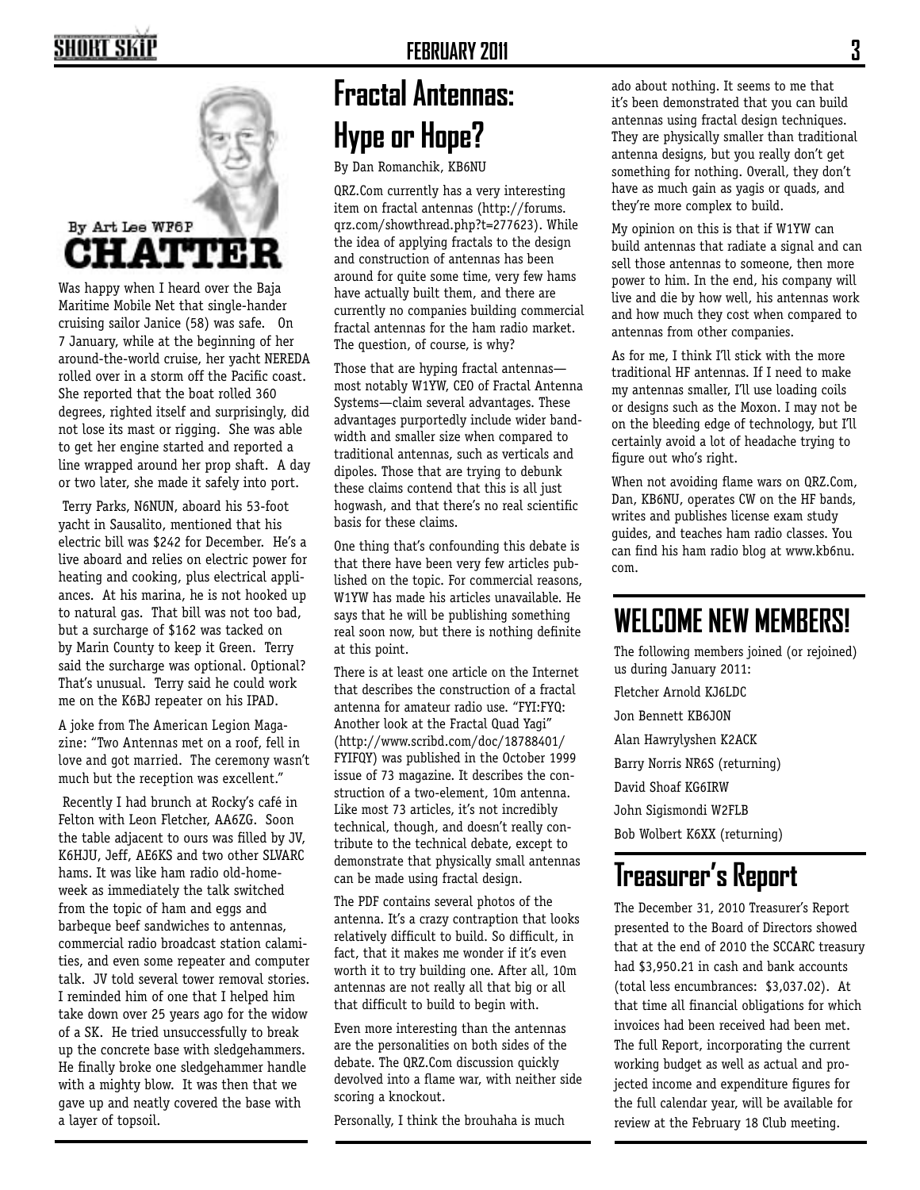## CHATTER

By Art Lee WF6P

Was happy when I heard over the Baja Maritime Mobile Net that single-hander cruising sailor Janice (58) was safe. On 7 January, while at the beginning of her around-the-world cruise, her yacht NEREDA rolled over in a storm off the Pacific coast. She reported that the boat rolled 360 degrees, righted itself and surprisingly, did not lose its mast or rigging. She was able to get her engine started and reported a line wrapped around her prop shaft. A day or two later, she made it safely into port.

Terry Parks, N6NUN, aboard his 53-foot yacht in Sausalito, mentioned that his electric bill was $242 for December. He's a live aboard and relies on electric power for heating and cooking, plus electrical appliances. At his marina, he is not hooked up to natural gas. That bill was not too bad, but a surcharge of $162 was tacked on by Marin County to keep it Green. Terry said the surcharge was optional. Optional? That's unusual. Terry said he could work me on the K6BJ repeater on his IPAD.

A joke from The American Legion Magazine: "Two Antennas met on a roof, fell in love and got married. The ceremony wasn't much but the reception was excellent."

Recently I had brunch at Rocky's café in Felton with Leon Fletcher, AA6ZG. Soon the table adjacent to ours was filled by JV, K6HJU, Jeff, AE6KS and two other SLVARC hams. It was like ham radio old-home-week as immediately the talk switched from the topic of ham and eggs and barbeque beef sandwiches to antennas, commercial radio broadcast station calamities, and even some repeater and computer talk. JV told several tower removal stories. I reminded him of one that I helped him take down over 25 years ago for the widow of a SK. He tried unsuccessfully to break up the concrete base with sledgehammers. He finally broke one sledgehammer handle with a mighty blow. It was then that we gave up and neatly covered the base with a layer of topsoil.

# Fractal Antennas: Hype or Hope?

By Dan Romanchik, KB6NU

QRZ.Com currently has a very interesting item on fractal antennas (http://forums.qrz.com/showthread.php?t=277623). While the idea of applying fractals to the design and construction of antennas has been around for quite some time, very few hams have actually built them, and there are currently no companies building commercial fractal antennas for the ham radio market. The question, of course, is why?

Those that are hyping fractal antennas—most notably W1YW, CEO of Fractal Antenna Systems—claim several advantages. These advantages purportedly include wider bandwidth and smaller size when compared to traditional antennas, such as verticals and dipoles. Those that are trying to debunk these claims contend that this is all just hogwash, and that there's no real scientific basis for these claims.

One thing that's confounding this debate is that there have been very few articles published on the topic. For commercial reasons, W1YW has made his articles unavailable. He says that he will be publishing something real soon now, but there is nothing definite at this point.

There is at least one article on the Internet that describes the construction of a fractal antenna for amateur radio use. "FYI:FYQ: Another look at the Fractal Quad Yagi" (http://www.scribd.com/doc/18788401/FYIFQY) was published in the October 1999 issue of 73 magazine. It describes the construction of a two-element, 10m antenna. Like most 73 articles, it's not incredibly technical, though, and doesn't really contribute to the technical debate, except to demonstrate that physically small antennas can be made using fractal design.

The PDF contains several photos of the antenna. It's a crazy contraption that looks relatively difficult to build. So difficult, in fact, that it makes me wonder if it's even worth it to try building one. After all, 10m antennas are not really all that big or all that difficult to build to begin with.

Even more interesting than the antennas are the personalities on both sides of the debate. The QRZ.Com discussion quickly devolved into a flame war, with neither side scoring a knockout.

Personally, I think the brouhaha is much ado about nothing. It seems to me that it's been demonstrated that you can build antennas using fractal design techniques. They are physically smaller than traditional antenna designs, but you really don't get something for nothing. Overall, they don't have as much gain as yagis or quads, and they're more complex to build.

My opinion on this is that if W1YW can build antennas that radiate a signal and can sell those antennas to someone, then more power to him. In the end, his company will live and die by how well, his antennas work and how much they cost when compared to antennas from other companies.

As for me, I think I'll stick with the more traditional HF antennas. If I need to make my antennas smaller, I'll use loading coils or designs such as the Moxon. I may not be on the bleeding edge of technology, but I'll certainly avoid a lot of headache trying to figure out who's right.

When not avoiding flame wars on QRZ.Com, Dan, KB6NU, operates CW on the HF bands, writes and publishes license exam study guides, and teaches ham radio classes. You can find his ham radio blog at www.kb6nu.com.

# WELCOME NEW MEMBERS!

The following members joined (or rejoined) us during January 2011:

Fletcher Arnold KJ6LDC

Jon Bennett KB6JON

Alan Hawrylyshen K2ACK

Barry Norris NR6S (returning)

David Shoaf KG6IRW

John Sigismondi W2FLB

Bob Wolbert K6XX (returning)

# Treasurer's Report

The December 31, 2010 Treasurer's Report presented to the Board of Directors showed that at the end of 2010 the SCCARC treasury had $3,950.21 in cash and bank accounts (total less encumbrances: $3,037.02). At that time all financial obligations for which invoices had been received had been met. The full Report, incorporating the current working budget as well as actual and projected income and expenditure figures for the full calendar year, will be available for review at the February 18 Club meeting.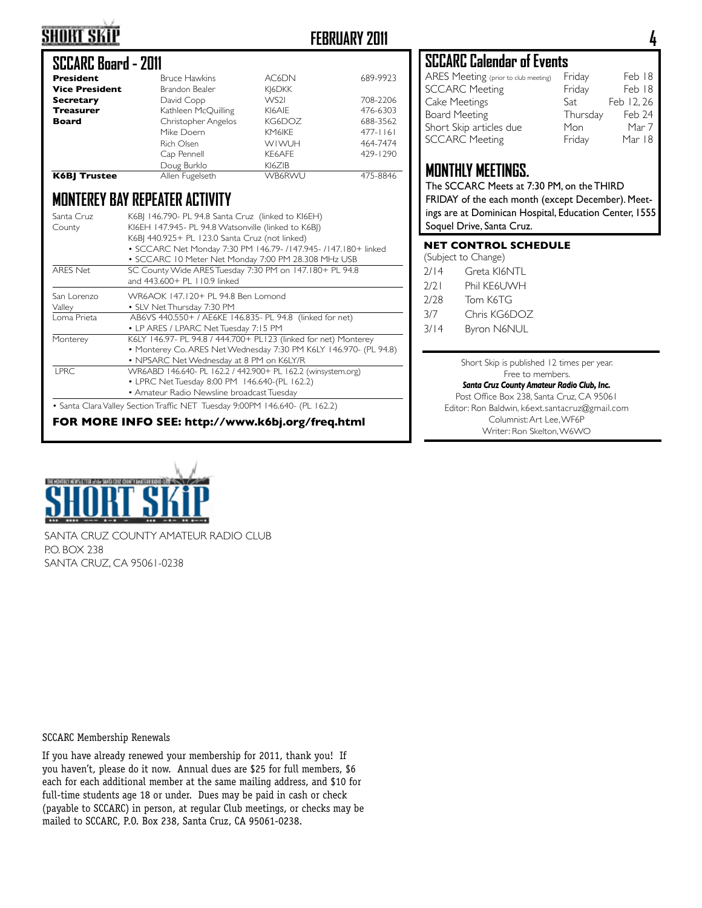## SCCARC Board - 2011

| | | | |
|---|---|---|---|
| **President** | Bruce Hawkins | AC6DN | 689-9923 |
| **Vice President** | Brandon Bealer | KJ6DKK | |
| **Secretary** | David Copp | WS2I | 708-2206 |
| **Treasurer** | Kathleen McQuilling | KI6AIE | 476-6303 |
| **Board** | Christopher Angelos | KG6DOZ | 688-3562 |
| | Mike Doern | KM6IKE | 477-1161 |
| | Rich Olsen | W1WUH | 464-7474 |
| | Cap Pennell | KE6AFE | 429-1290 |
| | Doug Burklo | KI6ZIB | |
| **K6BJ Trustee** | Allen Fugelseth | WB6RWU | 475-8846 |

## MONTEREY BAY REPEATER ACTIVITY

| | |
|---|---|
| Santa Cruz County | K6BJ 146.790- PL 94.8 Santa Cruz (linked to KI6EH)<br>KI6EH 147.945- PL 94.8 Watsonville (linked to K6BJ)<br>K6BJ 440.925+ PL 123.0 Santa Cruz (not linked)<br>• SCCARC Net Monday 7:30 PM 146.79- /147.945- /147.180+ linked<br>• SCCARC 10 Meter Net Monday 7:00 PM 28.308 MHz USB |
| ARES Net | SC County Wide ARES Tuesday 7:30 PM on 147.180+ PL 94.8 and 443.600+ PL 110.9 linked |
| San Lorenzo Valley | WR6AOK 147.120+ PL 94.8 Ben Lomond<br>• SLV Net Thursday 7:30 PM |
| Loma Prieta | AB6VS 440.550+ / AE6KE 146.835- PL 94.8 (linked for net)<br>• LP ARES / LPARC Net Tuesday 7:15 PM |
| Monterey | K6LY 146.97- PL 94.8 / 444.700+ PL123 (linked for net) Monterey<br>• Monterey Co. ARES Net Wednesday 7:30 PM K6LY 146.970- (PL 94.8)<br>• NPSARC Net Wednesday at 8 PM on K6LY/R |
| LPRC | WR6ABD 146.640- PL 162.2 / 442.900+ PL 162.2 (winsystem.org)<br>• LPRC Net Tuesday 8:00 PM 146.640-(PL 162.2)<br>• Amateur Radio Newsline broadcast Tuesday |

• Santa Clara Valley Section Traffic NET Tuesday 9:00PM 146.640- (PL 162.2)

**FOR MORE INFO SEE: http://www.k6bj.org/freq.html**

## SCCARC Calendar of Events

| | | |
|---|---|---|
| ARES Meeting (prior to club meeting) | Friday | Feb 18 |
| SCCARC Meeting | Friday | Feb 18 |
| Cake Meetings | Sat | Feb 12, 26 |
| Board Meeting | Thursday | Feb 24 |
| Short Skip articles due | Mon | Mar 7 |
| SCCARC Meeting | Friday | Mar 18 |

## MONTHLY MEETINGS.

The SCCARC Meets at 7:30 PM, on the THIRD FRIDAY of the each month (except December). Meetings are at Dominican Hospital, Education Center, 1555 Soquel Drive, Santa Cruz.

### NET CONTROL SCHEDULE

(Subject to Change)

| | |
|---|---|
| 2/14 | Greta KI6NTL |
| 2/21 | Phil KE6UWH |
| 2/28 | Tom K6TG |
| 3/7 | Chris KG6DOZ |
| 3/14 | Byron N6NUL |

Short Skip is published 12 times per year.
Free to members.
***Santa Cruz County Amateur Radio Club, Inc.***
Post Office Box 238, Santa Cruz, CA 95061
Editor: Ron Baldwin, k6ext.santacruz@gmail.com
Columnist: Art Lee, WF6P
Writer: Ron Skelton, W6WO

SHORT SKIP

SANTA CRUZ COUNTY AMATEUR RADIO CLUB
P.O. BOX 238
SANTA CRUZ, CA 95061-0238

SCCARC Membership Renewals

If you have already renewed your membership for 2011, thank you! If you haven't, please do it now. Annual dues are $25 for full members, $6 each for each additional member at the same mailing address, and $10 for full-time students age 18 or under. Dues may be paid in cash or check (payable to SCCARC) in person, at regular Club meetings, or checks may be mailed to SCCARC, P.O. Box 238, Santa Cruz, CA 95061-0238.